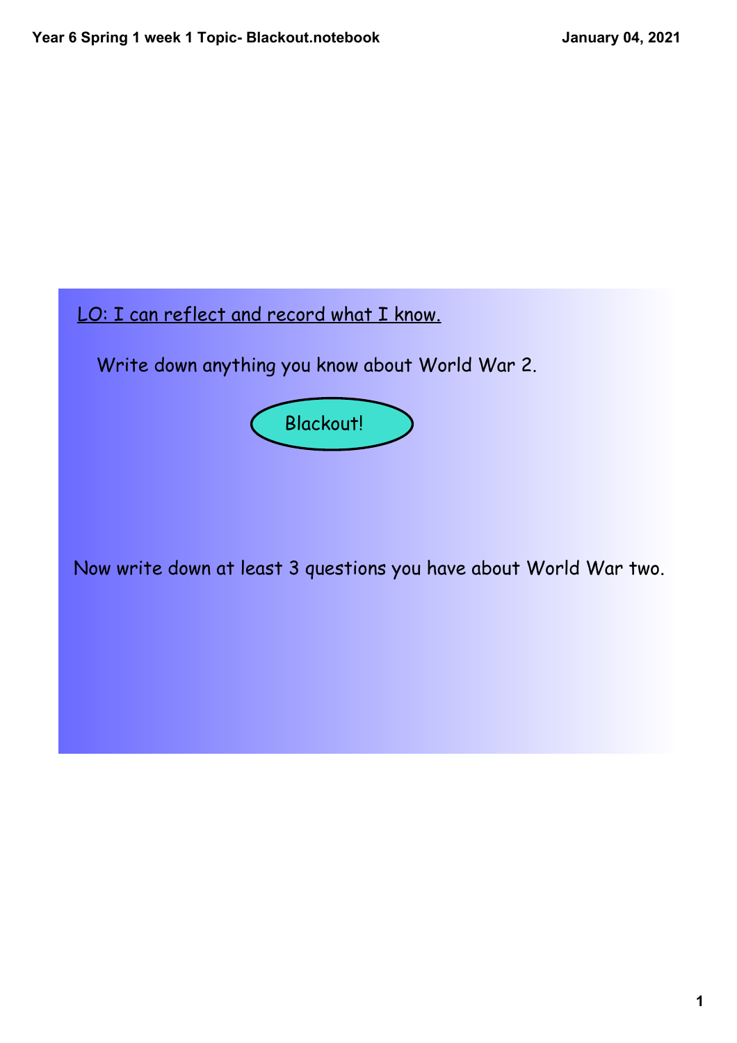<u>LO: I can reflect and record what I know.</u>

Write down anything you know about World War 2.

Blackout!

Now write down at least 3 questions you have about World War two.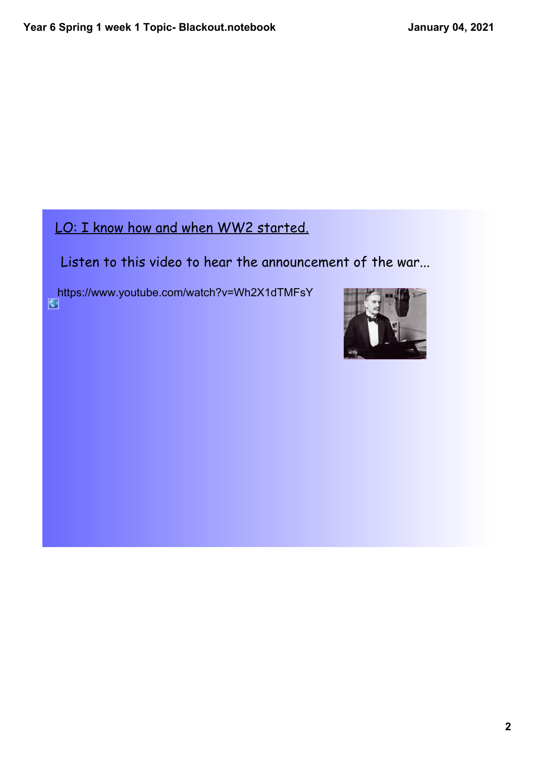LO: I know how and when WW2 started.

Listen to this video to hear the announcement of the war...

https://www.youtube.com/watch?v=Wh2X1dTMFsY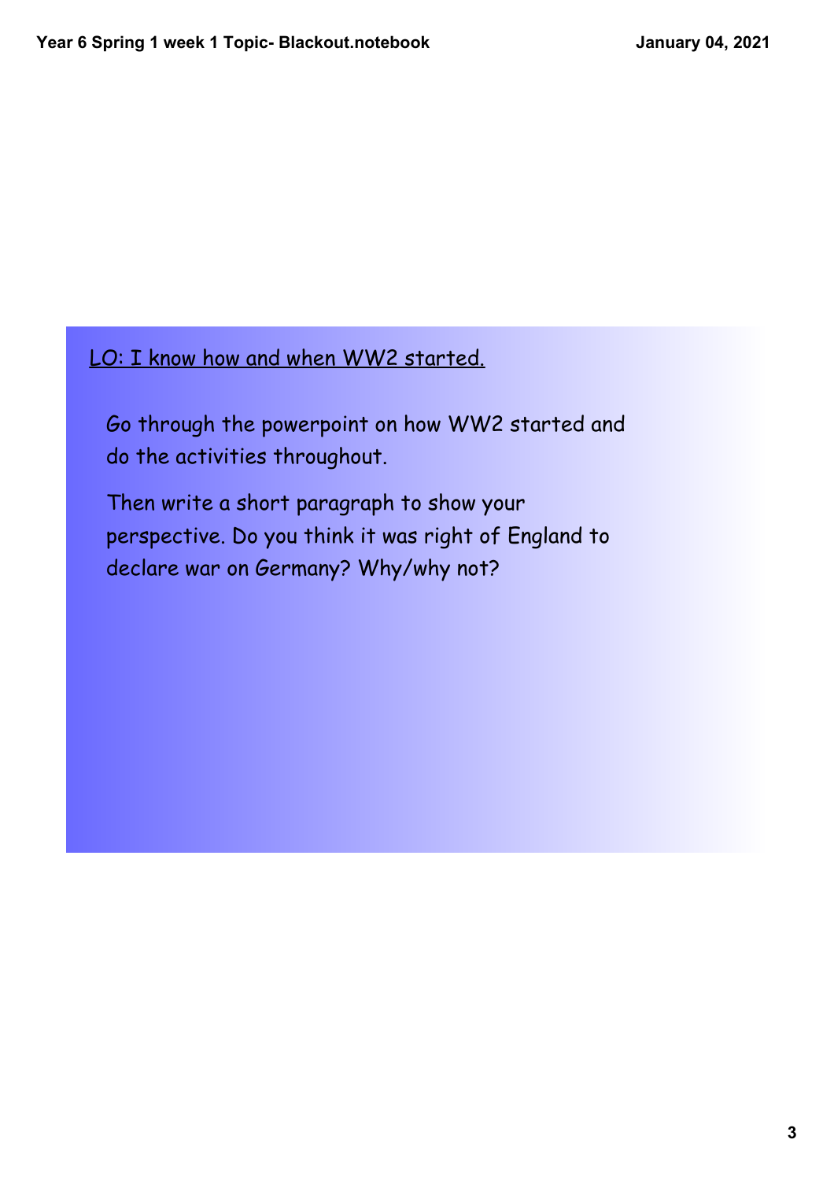<u>LO: I know how and when WW2 started.</u>

Go through the powerpoint on how WW2 started and do the activities throughout.

Then write a short paragraph to show your perspective. Do you think it was right of England to declare war on Germany? Why/why not?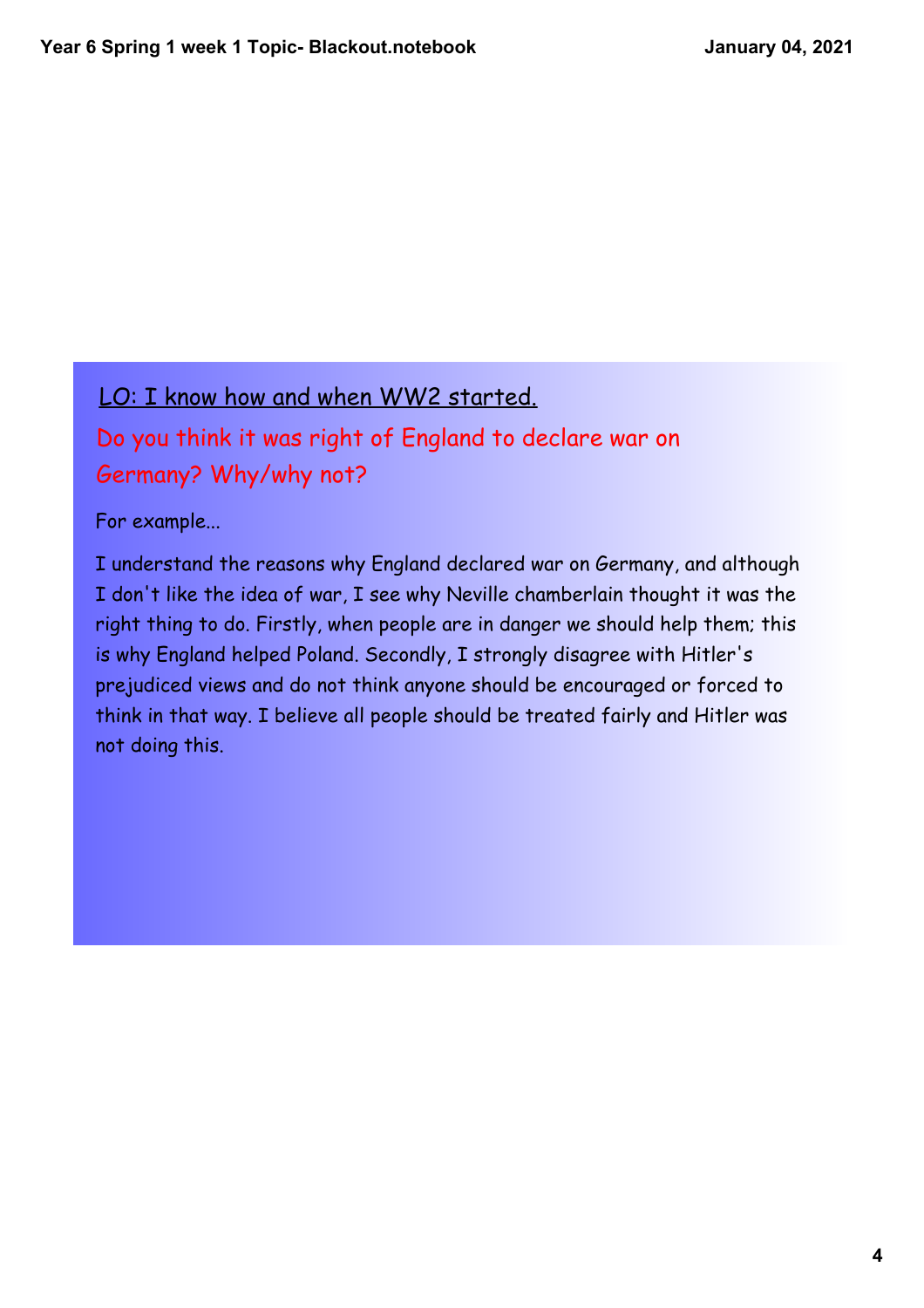<u>LO: I know how and when WW2 started.</u>

Do you think it was right of England to declare war on Germany? Why/why not?

For example...

I understand the reasons why England declared war on Germany, and although I don't like the idea of war, I see why Neville chamberlain thought it was the right thing to do. Firstly, when people are in danger we should help them; this is why England helped Poland. Secondly, I strongly disagree with Hitler's prejudiced views and do not think anyone should be encouraged or forced to think in that way. I believe all people should be treated fairly and Hitler was not doing this.